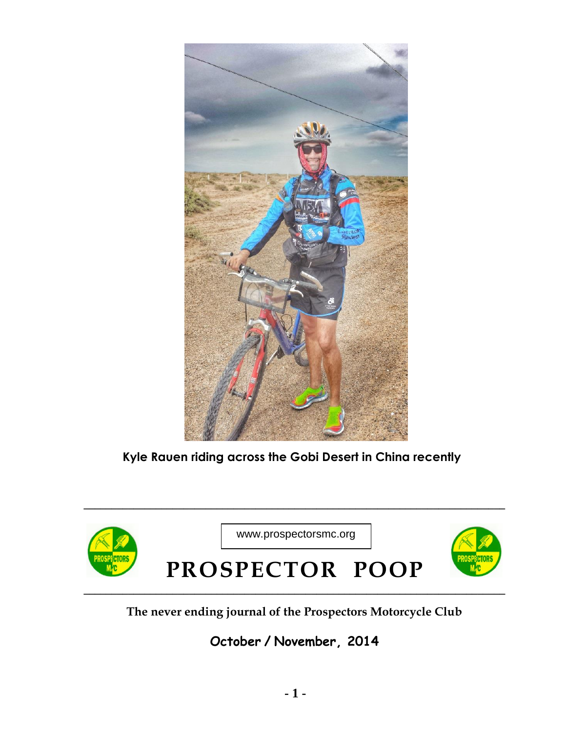Kyle Rauen riding across the Gobi Desert in China recently

www.prospectorsmc.org

# PROSPECTOR POOP

**The never ending journal of the Prospectors Motorcycle Club**

**October / November, 2014**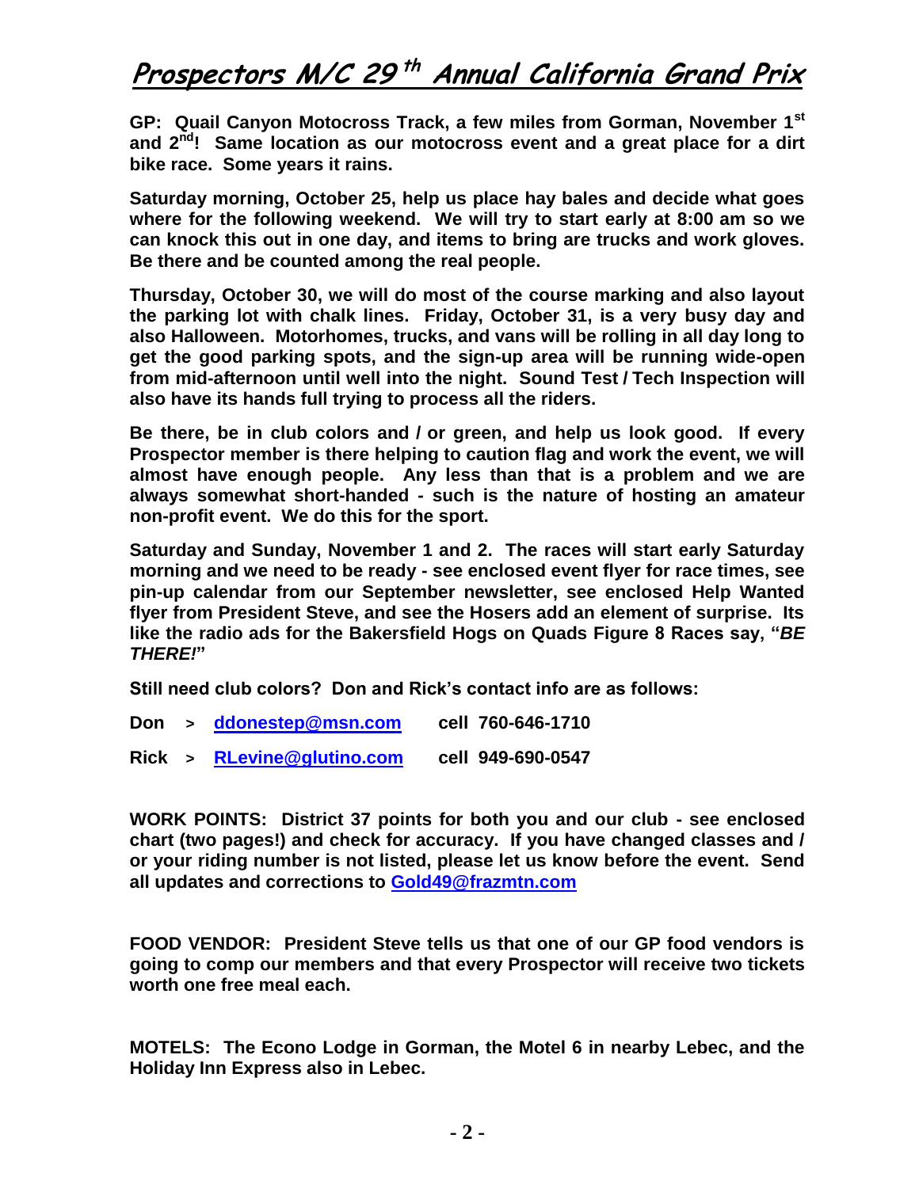# Prospectors M/C 29th Annual California Grand Prix

**GP: Quail Canyon Motocross Track, a few miles from Gorman, November 1st and 2nd! Same location as our motocross event and a great place for a dirt bike race. Some years it rains.**

**Saturday morning, October 25, help us place hay bales and decide what goes where for the following weekend. We will try to start early at 8:00 am so we can knock this out in one day, and items to bring are trucks and work gloves. Be there and be counted among the real people.**

**Thursday, October 30, we will do most of the course marking and also layout the parking lot with chalk lines. Friday, October 31, is a very busy day and also Halloween. Motorhomes, trucks, and vans will be rolling in all day long to get the good parking spots, and the sign-up area will be running wide-open from mid-afternoon until well into the night. Sound Test / Tech Inspection will also have its hands full trying to process all the riders.**

**Be there, be in club colors and / or green, and help us look good. If every Prospector member is there helping to caution flag and work the event, we will almost have enough people. Any less than that is a problem and we are always somewhat short-handed - such is the nature of hosting an amateur non-profit event. We do this for the sport.**

**Saturday and Sunday, November 1 and 2. The races will start early Saturday morning and we need to be ready - see enclosed event flyer for race times, see pin-up calendar from our September newsletter, see enclosed Help Wanted flyer from President Steve, and see the Hosers add an element of surprise. Its like the radio ads for the Bakersfield Hogs on Quads Figure 8 Races say, "*BE THERE!*"**

**Still need club colors? Don and Rick's contact info are as follows:**

**Don > ddonestep@msn.com cell 760-646-1710**

**Rick > RLevine@glutino.com cell 949-690-0547**

**WORK POINTS: District 37 points for both you and our club - see enclosed chart (two pages!) and check for accuracy. If you have changed classes and / or your riding number is not listed, please let us know before the event. Send all updates and corrections to Gold49@frazmtn.com**

**FOOD VENDOR: President Steve tells us that one of our GP food vendors is going to comp our members and that every Prospector will receive two tickets worth one free meal each.**

**MOTELS: The Econo Lodge in Gorman, the Motel 6 in nearby Lebec, and the Holiday Inn Express also in Lebec.**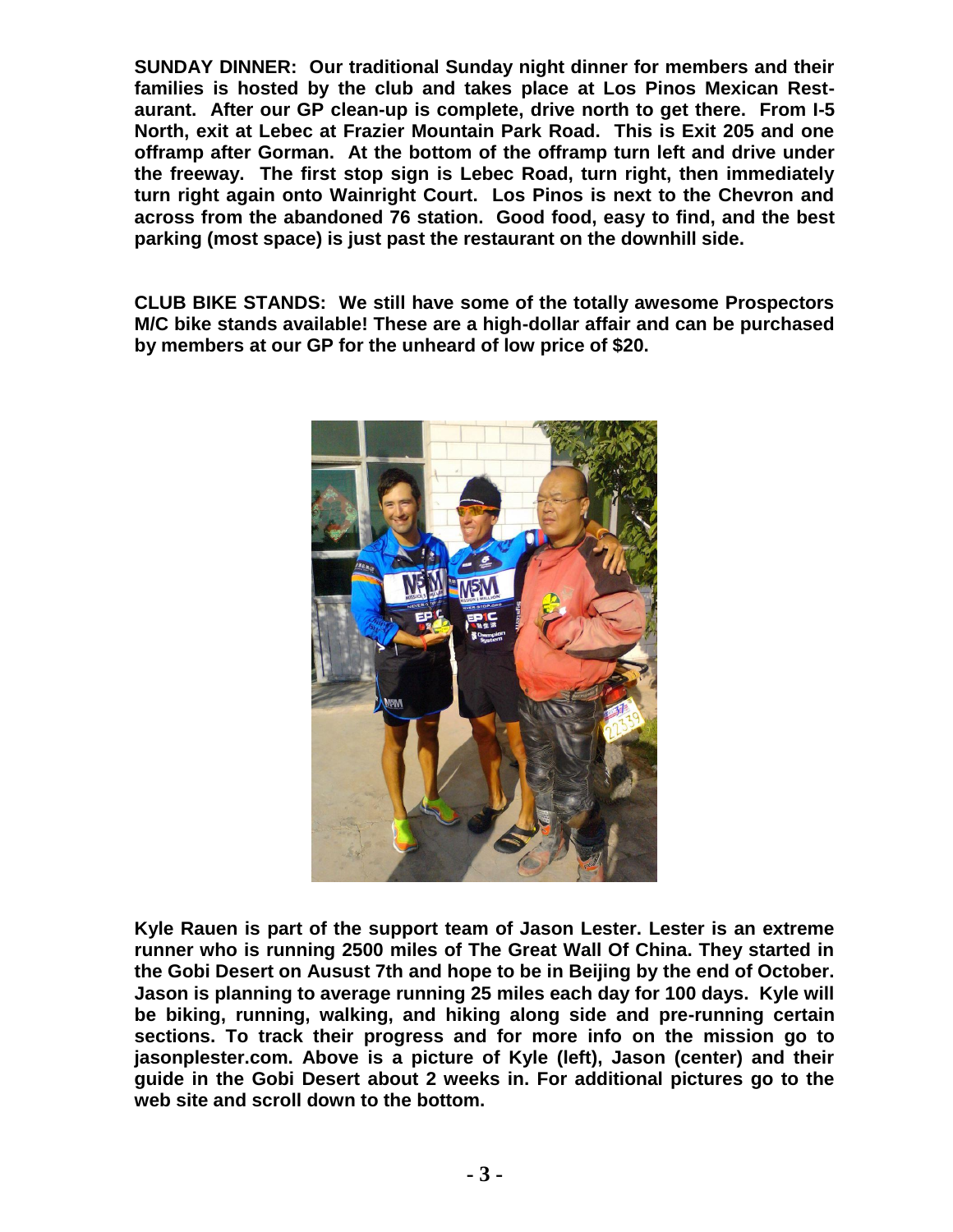**SUNDAY DINNER: Our traditional Sunday night dinner for members and their families is hosted by the club and takes place at Los Pinos Mexican Restaurant. After our GP clean-up is complete, drive north to get there. From I-5 North, exit at Lebec at Frazier Mountain Park Road. This is Exit 205 and one offramp after Gorman. At the bottom of the offramp turn left and drive under the freeway. The first stop sign is Lebec Road, turn right, then immediately turn right again onto Wainright Court. Los Pinos is next to the Chevron and across from the abandoned 76 station. Good food, easy to find, and the best parking (most space) is just past the restaurant on the downhill side.**

**CLUB BIKE STANDS: We still have some of the totally awesome Prospectors M/C bike stands available! These are a high-dollar affair and can be purchased by members at our GP for the unheard of low price of $20.**

**Kyle Rauen is part of the support team of Jason Lester. Lester is an extreme runner who is running 2500 miles of The Great Wall Of China. They started in the Gobi Desert on Ausust 7th and hope to be in Beijing by the end of October. Jason is planning to average running 25 miles each day for 100 days. Kyle will be biking, running, walking, and hiking along side and pre-running certain sections. To track their progress and for more info on the mission go to jasonplester.com. Above is a picture of Kyle (left), Jason (center) and their guide in the Gobi Desert about 2 weeks in. For additional pictures go to the web site and scroll down to the bottom.**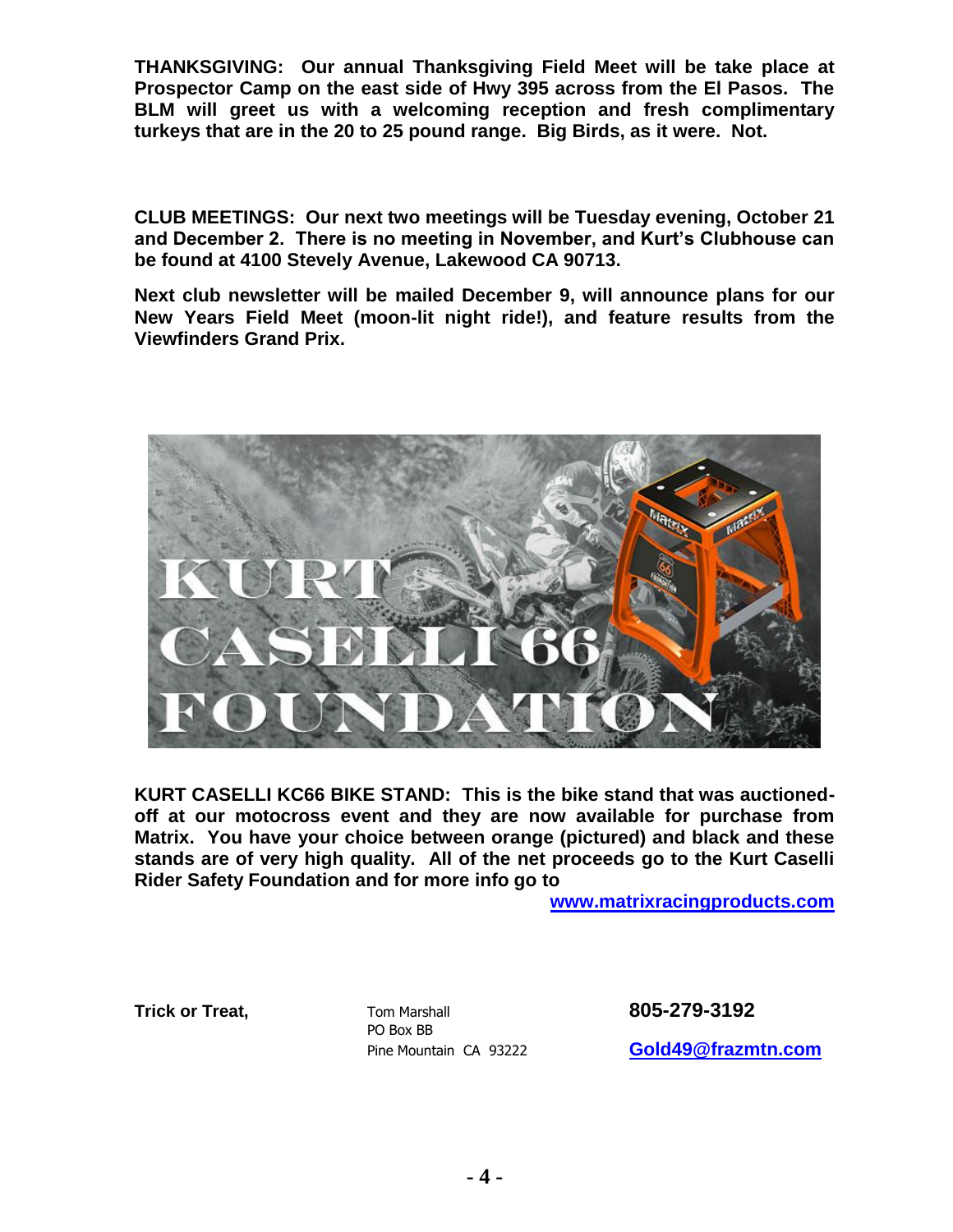**THANKSGIVING: Our annual Thanksgiving Field Meet will be take place at Prospector Camp on the east side of Hwy 395 across from the El Pasos. The BLM will greet us with a welcoming reception and fresh complimentary turkeys that are in the 20 to 25 pound range. Big Birds, as it were. Not.**

**CLUB MEETINGS: Our next two meetings will be Tuesday evening, October 21 and December 2. There is no meeting in November, and Kurt's Clubhouse can be found at 4100 Stevely Avenue, Lakewood CA 90713.**

**Next club newsletter will be mailed December 9, will announce plans for our New Years Field Meet (moon-lit night ride!), and feature results from the Viewfinders Grand Prix.**

**KURT CASELLI KC66 BIKE STAND: This is the bike stand that was auctioned-off at our motocross event and they are now available for purchase from Matrix. You have your choice between orange (pictured) and black and these stands are of very high quality. All of the net proceeds go to the Kurt Caselli Rider Safety Foundation and for more info go to [www.matrixracingproducts.com](http://www.matrixracingproducts.com)**

**Trick or Treat,**

Tom Marshall
PO Box BB
Pine Mountain CA 93222

**805-279-3192**

**[Gold49@frazmtn.com](mailto:Gold49@frazmtn.com)**